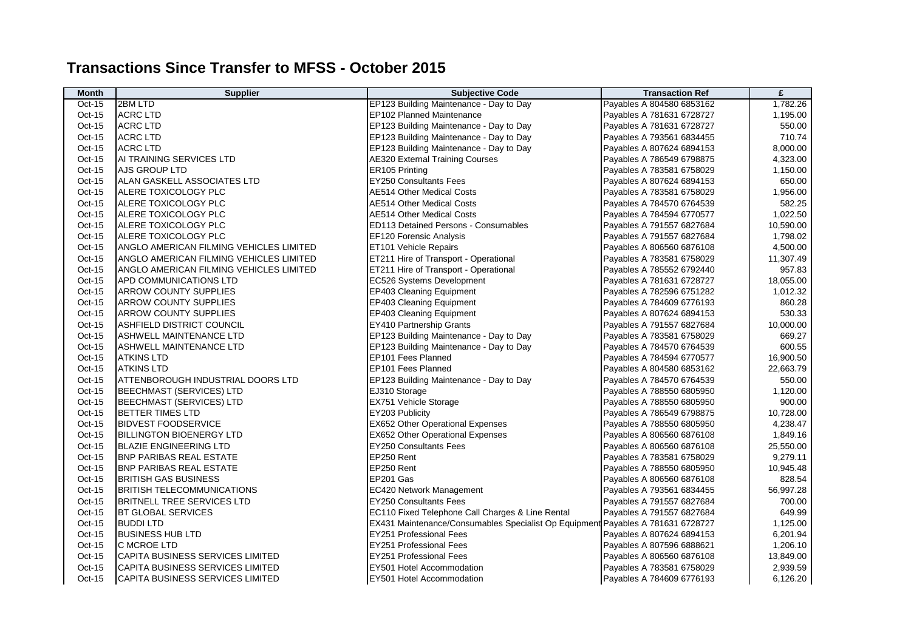# Transactions Since Transfer to MFSS - October 2015

| Month | Supplier | Subjective Code | Transaction Ref | £ |
|---|---|---|---|---|
| Oct-15 | 2BM LTD | EP123 Building Maintenance - Day to Day | Payables A 804580 6853162 | 1,782.26 |
| Oct-15 | ACRC LTD | EP102 Planned Maintenance | Payables A 781631 6728727 | 1,195.00 |
| Oct-15 | ACRC LTD | EP123 Building Maintenance - Day to Day | Payables A 781631 6728727 | 550.00 |
| Oct-15 | ACRC LTD | EP123 Building Maintenance - Day to Day | Payables A 793561 6834455 | 710.74 |
| Oct-15 | ACRC LTD | EP123 Building Maintenance - Day to Day | Payables A 807624 6894153 | 8,000.00 |
| Oct-15 | AI TRAINING SERVICES LTD | AE320 External Training Courses | Payables A 786549 6798875 | 4,323.00 |
| Oct-15 | AJS GROUP LTD | ER105 Printing | Payables A 783581 6758029 | 1,150.00 |
| Oct-15 | ALAN GASKELL ASSOCIATES LTD | EY250 Consultants Fees | Payables A 807624 6894153 | 650.00 |
| Oct-15 | ALERE TOXICOLOGY PLC | AE514 Other Medical Costs | Payables A 783581 6758029 | 1,956.00 |
| Oct-15 | ALERE TOXICOLOGY PLC | AE514 Other Medical Costs | Payables A 784570 6764539 | 582.25 |
| Oct-15 | ALERE TOXICOLOGY PLC | AE514 Other Medical Costs | Payables A 784594 6770577 | 1,022.50 |
| Oct-15 | ALERE TOXICOLOGY PLC | ED113 Detained Persons - Consumables | Payables A 791557 6827684 | 10,590.00 |
| Oct-15 | ALERE TOXICOLOGY PLC | EF120 Forensic Analysis | Payables A 791557 6827684 | 1,798.02 |
| Oct-15 | ANGLO AMERICAN FILMING VEHICLES LIMITED | ET101 Vehicle Repairs | Payables A 806560 6876108 | 4,500.00 |
| Oct-15 | ANGLO AMERICAN FILMING VEHICLES LIMITED | ET211 Hire of Transport - Operational | Payables A 783581 6758029 | 11,307.49 |
| Oct-15 | ANGLO AMERICAN FILMING VEHICLES LIMITED | ET211 Hire of Transport - Operational | Payables A 785552 6792440 | 957.83 |
| Oct-15 | APD COMMUNICATIONS LTD | EC526 Systems Development | Payables A 781631 6728727 | 18,055.00 |
| Oct-15 | ARROW COUNTY SUPPLIES | EP403 Cleaning Equipment | Payables A 782596 6751282 | 1,012.32 |
| Oct-15 | ARROW COUNTY SUPPLIES | EP403 Cleaning Equipment | Payables A 784609 6776193 | 860.28 |
| Oct-15 | ARROW COUNTY SUPPLIES | EP403 Cleaning Equipment | Payables A 807624 6894153 | 530.33 |
| Oct-15 | ASHFIELD DISTRICT COUNCIL | EY410 Partnership Grants | Payables A 791557 6827684 | 10,000.00 |
| Oct-15 | ASHWELL MAINTENANCE LTD | EP123 Building Maintenance - Day to Day | Payables A 783581 6758029 | 669.27 |
| Oct-15 | ASHWELL MAINTENANCE LTD | EP123 Building Maintenance - Day to Day | Payables A 784570 6764539 | 600.55 |
| Oct-15 | ATKINS LTD | EP101 Fees Planned | Payables A 784594 6770577 | 16,900.50 |
| Oct-15 | ATKINS LTD | EP101 Fees Planned | Payables A 804580 6853162 | 22,663.79 |
| Oct-15 | ATTENBOROUGH INDUSTRIAL DOORS LTD | EP123 Building Maintenance - Day to Day | Payables A 784570 6764539 | 550.00 |
| Oct-15 | BEECHMAST (SERVICES) LTD | EJ310 Storage | Payables A 788550 6805950 | 1,120.00 |
| Oct-15 | BEECHMAST (SERVICES) LTD | EX751 Vehicle Storage | Payables A 788550 6805950 | 900.00 |
| Oct-15 | BETTER TIMES LTD | EY203 Publicity | Payables A 786549 6798875 | 10,728.00 |
| Oct-15 | BIDVEST FOODSERVICE | EX652 Other Operational Expenses | Payables A 788550 6805950 | 4,238.47 |
| Oct-15 | BILLINGTON BIOENERGY LTD | EX652 Other Operational Expenses | Payables A 806560 6876108 | 1,849.16 |
| Oct-15 | BLAZIE ENGINEERING LTD | EY250 Consultants Fees | Payables A 806560 6876108 | 25,550.00 |
| Oct-15 | BNP PARIBAS REAL ESTATE | EP250 Rent | Payables A 783581 6758029 | 9,279.11 |
| Oct-15 | BNP PARIBAS REAL ESTATE | EP250 Rent | Payables A 788550 6805950 | 10,945.48 |
| Oct-15 | BRITISH GAS BUSINESS | EP201 Gas | Payables A 806560 6876108 | 828.54 |
| Oct-15 | BRITISH TELECOMMUNICATIONS | EC420 Network Management | Payables A 793561 6834455 | 56,997.28 |
| Oct-15 | BRITNELL TREE SERVICES LTD | EY250 Consultants Fees | Payables A 791557 6827684 | 700.00 |
| Oct-15 | BT GLOBAL SERVICES | EC110 Fixed Telephone Call Charges & Line Rental | Payables A 791557 6827684 | 649.99 |
| Oct-15 | BUDDI LTD | EX431 Maintenance/Consumables Specialist Op Equipment | Payables A 781631 6728727 | 1,125.00 |
| Oct-15 | BUSINESS HUB LTD | EY251 Professional Fees | Payables A 807624 6894153 | 6,201.94 |
| Oct-15 | C MCROE LTD | EY251 Professional Fees | Payables A 807596 6888621 | 1,206.10 |
| Oct-15 | CAPITA BUSINESS SERVICES LIMITED | EY251 Professional Fees | Payables A 806560 6876108 | 13,849.00 |
| Oct-15 | CAPITA BUSINESS SERVICES LIMITED | EY501 Hotel Accommodation | Payables A 783581 6758029 | 2,939.59 |
| Oct-15 | CAPITA BUSINESS SERVICES LIMITED | EY501 Hotel Accommodation | Payables A 784609 6776193 | 6,126.20 |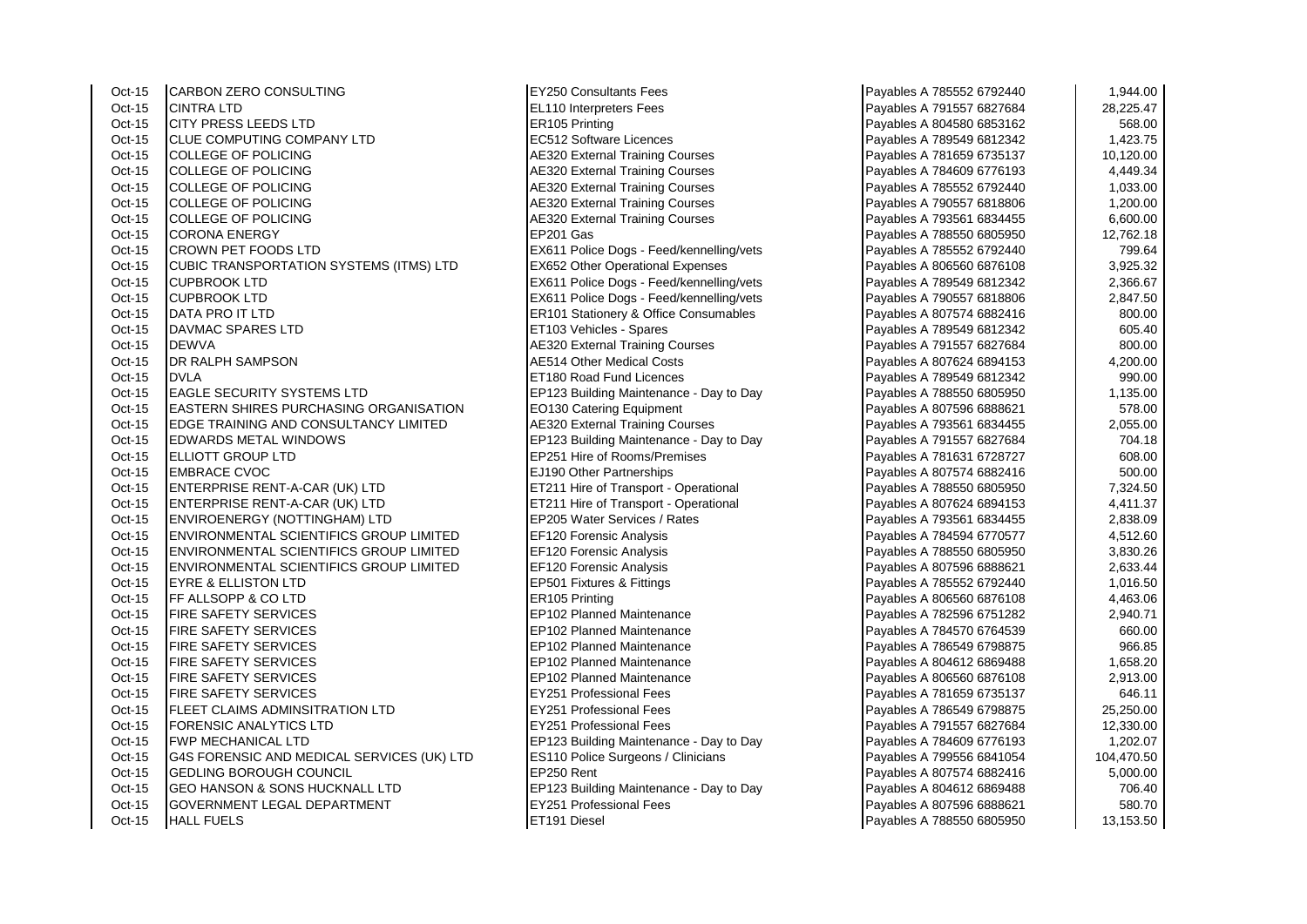| | | | | |
|---|---|---|---|---|
| Oct-15 | CARBON ZERO CONSULTING | EY250 Consultants Fees | Payables A 785552 6792440 | 1,944.00 |
| Oct-15 | CINTRA LTD | EL110 Interpreters Fees | Payables A 791557 6827684 | 28,225.47 |
| Oct-15 | CITY PRESS LEEDS LTD | ER105 Printing | Payables A 804580 6853162 | 568.00 |
| Oct-15 | CLUE COMPUTING COMPANY LTD | EC512 Software Licences | Payables A 789549 6812342 | 1,423.75 |
| Oct-15 | COLLEGE OF POLICING | AE320 External Training Courses | Payables A 781659 6735137 | 10,120.00 |
| Oct-15 | COLLEGE OF POLICING | AE320 External Training Courses | Payables A 784609 6776193 | 4,449.34 |
| Oct-15 | COLLEGE OF POLICING | AE320 External Training Courses | Payables A 785552 6792440 | 1,033.00 |
| Oct-15 | COLLEGE OF POLICING | AE320 External Training Courses | Payables A 790557 6818806 | 1,200.00 |
| Oct-15 | COLLEGE OF POLICING | AE320 External Training Courses | Payables A 793561 6834455 | 6,600.00 |
| Oct-15 | CORONA ENERGY | EP201 Gas | Payables A 788550 6805950 | 12,762.18 |
| Oct-15 | CROWN PET FOODS LTD | EX611 Police Dogs - Feed/kennelling/vets | Payables A 785552 6792440 | 799.64 |
| Oct-15 | CUBIC TRANSPORTATION SYSTEMS (ITMS) LTD | EX652 Other Operational Expenses | Payables A 806560 6876108 | 3,925.32 |
| Oct-15 | CUPBROOK LTD | EX611 Police Dogs - Feed/kennelling/vets | Payables A 789549 6812342 | 2,366.67 |
| Oct-15 | CUPBROOK LTD | EX611 Police Dogs - Feed/kennelling/vets | Payables A 790557 6818806 | 2,847.50 |
| Oct-15 | DATA PRO IT LTD | ER101 Stationery & Office Consumables | Payables A 807574 6882416 | 800.00 |
| Oct-15 | DAVMAC SPARES LTD | ET103 Vehicles - Spares | Payables A 789549 6812342 | 605.40 |
| Oct-15 | DEWVA | AE320 External Training Courses | Payables A 791557 6827684 | 800.00 |
| Oct-15 | DR RALPH SAMPSON | AE514 Other Medical Costs | Payables A 807624 6894153 | 4,200.00 |
| Oct-15 | DVLA | ET180 Road Fund Licences | Payables A 789549 6812342 | 990.00 |
| Oct-15 | EAGLE SECURITY SYSTEMS LTD | EP123 Building Maintenance - Day to Day | Payables A 788550 6805950 | 1,135.00 |
| Oct-15 | EASTERN SHIRES PURCHASING ORGANISATION | EO130 Catering Equipment | Payables A 807596 6888621 | 578.00 |
| Oct-15 | EDGE TRAINING AND CONSULTANCY LIMITED | AE320 External Training Courses | Payables A 793561 6834455 | 2,055.00 |
| Oct-15 | EDWARDS METAL WINDOWS | EP123 Building Maintenance - Day to Day | Payables A 791557 6827684 | 704.18 |
| Oct-15 | ELLIOTT GROUP LTD | EP251 Hire of Rooms/Premises | Payables A 781631 6728727 | 608.00 |
| Oct-15 | EMBRACE CVOC | EJ190 Other Partnerships | Payables A 807574 6882416 | 500.00 |
| Oct-15 | ENTERPRISE RENT-A-CAR (UK) LTD | ET211 Hire of Transport - Operational | Payables A 788550 6805950 | 7,324.50 |
| Oct-15 | ENTERPRISE RENT-A-CAR (UK) LTD | ET211 Hire of Transport - Operational | Payables A 807624 6894153 | 4,411.37 |
| Oct-15 | ENVIROENERGY (NOTTINGHAM) LTD | EP205 Water Services / Rates | Payables A 793561 6834455 | 2,838.09 |
| Oct-15 | ENVIRONMENTAL SCIENTIFICS GROUP LIMITED | EF120 Forensic Analysis | Payables A 784594 6770577 | 4,512.60 |
| Oct-15 | ENVIRONMENTAL SCIENTIFICS GROUP LIMITED | EF120 Forensic Analysis | Payables A 788550 6805950 | 3,830.26 |
| Oct-15 | ENVIRONMENTAL SCIENTIFICS GROUP LIMITED | EF120 Forensic Analysis | Payables A 807596 6888621 | 2,633.44 |
| Oct-15 | EYRE & ELLISTON LTD | EP501 Fixtures & Fittings | Payables A 785552 6792440 | 1,016.50 |
| Oct-15 | FF ALLSOPP & CO LTD | ER105 Printing | Payables A 806560 6876108 | 4,463.06 |
| Oct-15 | FIRE SAFETY SERVICES | EP102 Planned Maintenance | Payables A 782596 6751282 | 2,940.71 |
| Oct-15 | FIRE SAFETY SERVICES | EP102 Planned Maintenance | Payables A 784570 6764539 | 660.00 |
| Oct-15 | FIRE SAFETY SERVICES | EP102 Planned Maintenance | Payables A 786549 6798875 | 966.85 |
| Oct-15 | FIRE SAFETY SERVICES | EP102 Planned Maintenance | Payables A 804612 6869488 | 1,658.20 |
| Oct-15 | FIRE SAFETY SERVICES | EP102 Planned Maintenance | Payables A 806560 6876108 | 2,913.00 |
| Oct-15 | FIRE SAFETY SERVICES | EY251 Professional Fees | Payables A 781659 6735137 | 646.11 |
| Oct-15 | FLEET CLAIMS ADMINSITRATION LTD | EY251 Professional Fees | Payables A 786549 6798875 | 25,250.00 |
| Oct-15 | FORENSIC ANALYTICS LTD | EY251 Professional Fees | Payables A 791557 6827684 | 12,330.00 |
| Oct-15 | FWP MECHANICAL LTD | EP123 Building Maintenance - Day to Day | Payables A 784609 6776193 | 1,202.07 |
| Oct-15 | G4S FORENSIC AND MEDICAL SERVICES (UK) LTD | ES110 Police Surgeons / Clinicians | Payables A 799556 6841054 | 104,470.50 |
| Oct-15 | GEDLING BOROUGH COUNCIL | EP250 Rent | Payables A 807574 6882416 | 5,000.00 |
| Oct-15 | GEO HANSON & SONS HUCKNALL LTD | EP123 Building Maintenance - Day to Day | Payables A 804612 6869488 | 706.40 |
| Oct-15 | GOVERNMENT LEGAL DEPARTMENT | EY251 Professional Fees | Payables A 807596 6888621 | 580.70 |
| Oct-15 | HALL FUELS | ET191 Diesel | Payables A 788550 6805950 | 13,153.50 |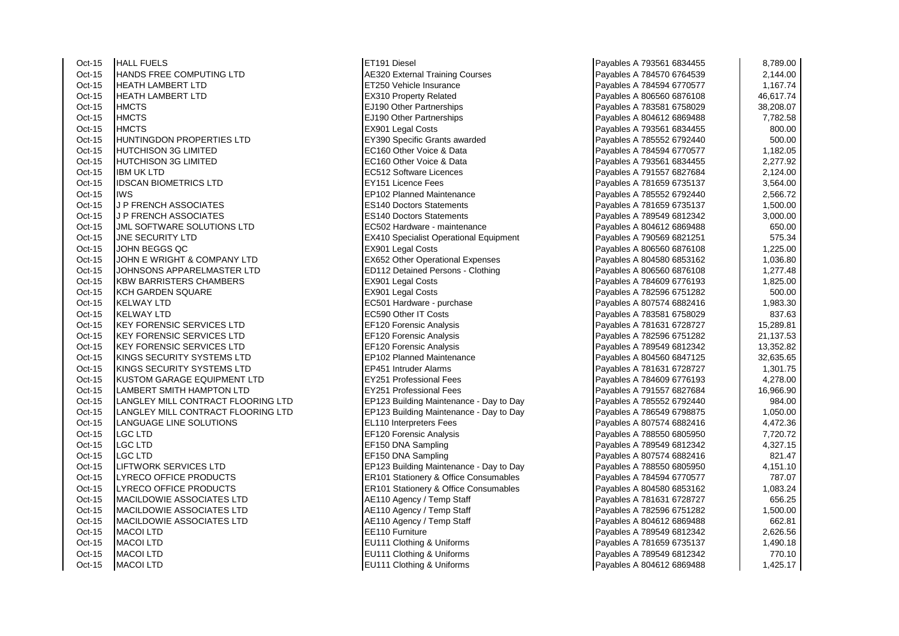| | | | | |
|---|---|---|---|---|
| Oct-15 | HALL FUELS | ET191 Diesel | Payables A 793561 6834455 | 8,789.00 |
| Oct-15 | HANDS FREE COMPUTING LTD | AE320 External Training Courses | Payables A 784570 6764539 | 2,144.00 |
| Oct-15 | HEATH LAMBERT LTD | ET250 Vehicle Insurance | Payables A 784594 6770577 | 1,167.74 |
| Oct-15 | HEATH LAMBERT LTD | EX310 Property Related | Payables A 806560 6876108 | 46,617.74 |
| Oct-15 | HMCTS | EJ190 Other Partnerships | Payables A 783581 6758029 | 38,208.07 |
| Oct-15 | HMCTS | EJ190 Other Partnerships | Payables A 804612 6869488 | 7,782.58 |
| Oct-15 | HMCTS | EX901 Legal Costs | Payables A 793561 6834455 | 800.00 |
| Oct-15 | HUNTINGDON PROPERTIES LTD | EY390 Specific Grants awarded | Payables A 785552 6792440 | 500.00 |
| Oct-15 | HUTCHISON 3G LIMITED | EC160 Other Voice & Data | Payables A 784594 6770577 | 1,182.05 |
| Oct-15 | HUTCHISON 3G LIMITED | EC160 Other Voice & Data | Payables A 793561 6834455 | 2,277.92 |
| Oct-15 | IBM UK LTD | EC512 Software Licences | Payables A 791557 6827684 | 2,124.00 |
| Oct-15 | IDSCAN BIOMETRICS LTD | EY151 Licence Fees | Payables A 781659 6735137 | 3,564.00 |
| Oct-15 | IWS | EP102 Planned Maintenance | Payables A 785552 6792440 | 2,566.72 |
| Oct-15 | J P FRENCH ASSOCIATES | ES140 Doctors Statements | Payables A 781659 6735137 | 1,500.00 |
| Oct-15 | J P FRENCH ASSOCIATES | ES140 Doctors Statements | Payables A 789549 6812342 | 3,000.00 |
| Oct-15 | JML SOFTWARE SOLUTIONS LTD | EC502 Hardware - maintenance | Payables A 804612 6869488 | 650.00 |
| Oct-15 | JNE SECURITY LTD | EX410 Specialist Operational Equipment | Payables A 790569 6821251 | 575.34 |
| Oct-15 | JOHN BEGGS QC | EX901 Legal Costs | Payables A 806560 6876108 | 1,225.00 |
| Oct-15 | JOHN E WRIGHT & COMPANY LTD | EX652 Other Operational Expenses | Payables A 804580 6853162 | 1,036.80 |
| Oct-15 | JOHNSONS APPARELMASTER LTD | ED112 Detained Persons - Clothing | Payables A 806560 6876108 | 1,277.48 |
| Oct-15 | KBW BARRISTERS CHAMBERS | EX901 Legal Costs | Payables A 784609 6776193 | 1,825.00 |
| Oct-15 | KCH GARDEN SQUARE | EX901 Legal Costs | Payables A 782596 6751282 | 500.00 |
| Oct-15 | KELWAY LTD | EC501 Hardware - purchase | Payables A 807574 6882416 | 1,983.30 |
| Oct-15 | KELWAY LTD | EC590 Other IT Costs | Payables A 783581 6758029 | 837.63 |
| Oct-15 | KEY FORENSIC SERVICES LTD | EF120 Forensic Analysis | Payables A 781631 6728727 | 15,289.81 |
| Oct-15 | KEY FORENSIC SERVICES LTD | EF120 Forensic Analysis | Payables A 782596 6751282 | 21,137.53 |
| Oct-15 | KEY FORENSIC SERVICES LTD | EF120 Forensic Analysis | Payables A 789549 6812342 | 13,352.82 |
| Oct-15 | KINGS SECURITY SYSTEMS LTD | EP102 Planned Maintenance | Payables A 804560 6847125 | 32,635.65 |
| Oct-15 | KINGS SECURITY SYSTEMS LTD | EP451 Intruder Alarms | Payables A 781631 6728727 | 1,301.75 |
| Oct-15 | KUSTOM GARAGE EQUIPMENT LTD | EY251 Professional Fees | Payables A 784609 6776193 | 4,278.00 |
| Oct-15 | LAMBERT SMITH HAMPTON LTD | EY251 Professional Fees | Payables A 791557 6827684 | 16,966.90 |
| Oct-15 | LANGLEY MILL CONTRACT FLOORING LTD | EP123 Building Maintenance - Day to Day | Payables A 785552 6792440 | 984.00 |
| Oct-15 | LANGLEY MILL CONTRACT FLOORING LTD | EP123 Building Maintenance - Day to Day | Payables A 786549 6798875 | 1,050.00 |
| Oct-15 | LANGUAGE LINE SOLUTIONS | EL110 Interpreters Fees | Payables A 807574 6882416 | 4,472.36 |
| Oct-15 | LGC LTD | EF120 Forensic Analysis | Payables A 788550 6805950 | 7,720.72 |
| Oct-15 | LGC LTD | EF150 DNA Sampling | Payables A 789549 6812342 | 4,327.15 |
| Oct-15 | LGC LTD | EF150 DNA Sampling | Payables A 807574 6882416 | 821.47 |
| Oct-15 | LIFTWORK SERVICES LTD | EP123 Building Maintenance - Day to Day | Payables A 788550 6805950 | 4,151.10 |
| Oct-15 | LYRECO OFFICE PRODUCTS | ER101 Stationery & Office Consumables | Payables A 784594 6770577 | 787.07 |
| Oct-15 | LYRECO OFFICE PRODUCTS | ER101 Stationery & Office Consumables | Payables A 804580 6853162 | 1,083.24 |
| Oct-15 | MACILDOWIE ASSOCIATES LTD | AE110 Agency / Temp Staff | Payables A 781631 6728727 | 656.25 |
| Oct-15 | MACILDOWIE ASSOCIATES LTD | AE110 Agency / Temp Staff | Payables A 782596 6751282 | 1,500.00 |
| Oct-15 | MACILDOWIE ASSOCIATES LTD | AE110 Agency / Temp Staff | Payables A 804612 6869488 | 662.81 |
| Oct-15 | MACOI LTD | EE110 Furniture | Payables A 789549 6812342 | 2,626.56 |
| Oct-15 | MACOI LTD | EU111 Clothing & Uniforms | Payables A 781659 6735137 | 1,490.18 |
| Oct-15 | MACOI LTD | EU111 Clothing & Uniforms | Payables A 789549 6812342 | 770.10 |
| Oct-15 | MACOI LTD | EU111 Clothing & Uniforms | Payables A 804612 6869488 | 1,425.17 |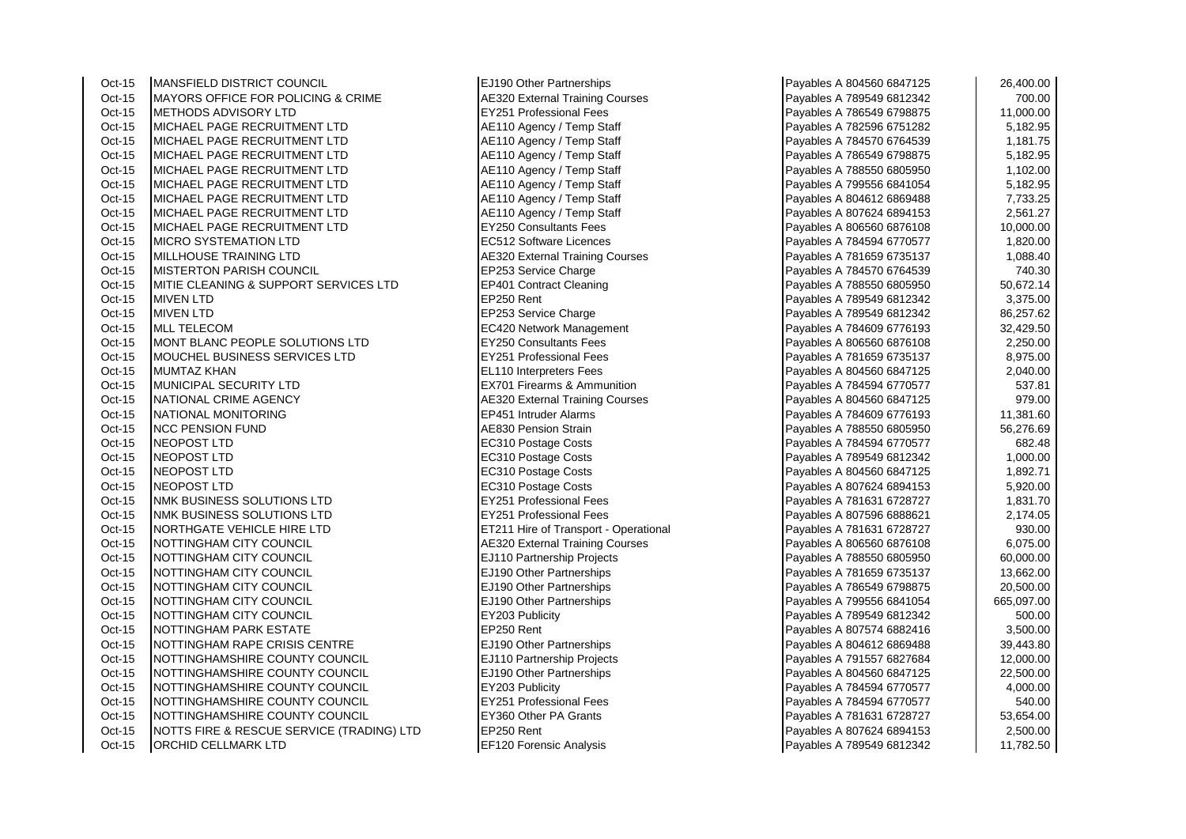| | | | | |
|---|---|---|---|---|
| Oct-15 | MANSFIELD DISTRICT COUNCIL | EJ190 Other Partnerships | Payables A 804560 6847125 | 26,400.00 |
| Oct-15 | MAYORS OFFICE FOR POLICING & CRIME | AE320 External Training Courses | Payables A 789549 6812342 | 700.00 |
| Oct-15 | METHODS ADVISORY LTD | EY251 Professional Fees | Payables A 786549 6798875 | 11,000.00 |
| Oct-15 | MICHAEL PAGE RECRUITMENT LTD | AE110 Agency / Temp Staff | Payables A 782596 6751282 | 5,182.95 |
| Oct-15 | MICHAEL PAGE RECRUITMENT LTD | AE110 Agency / Temp Staff | Payables A 784570 6764539 | 1,181.75 |
| Oct-15 | MICHAEL PAGE RECRUITMENT LTD | AE110 Agency / Temp Staff | Payables A 786549 6798875 | 5,182.95 |
| Oct-15 | MICHAEL PAGE RECRUITMENT LTD | AE110 Agency / Temp Staff | Payables A 788550 6805950 | 1,102.00 |
| Oct-15 | MICHAEL PAGE RECRUITMENT LTD | AE110 Agency / Temp Staff | Payables A 799556 6841054 | 5,182.95 |
| Oct-15 | MICHAEL PAGE RECRUITMENT LTD | AE110 Agency / Temp Staff | Payables A 804612 6869488 | 7,733.25 |
| Oct-15 | MICHAEL PAGE RECRUITMENT LTD | AE110 Agency / Temp Staff | Payables A 807624 6894153 | 2,561.27 |
| Oct-15 | MICHAEL PAGE RECRUITMENT LTD | EY250 Consultants Fees | Payables A 806560 6876108 | 10,000.00 |
| Oct-15 | MICRO SYSTEMATION LTD | EC512 Software Licences | Payables A 784594 6770577 | 1,820.00 |
| Oct-15 | MILLHOUSE TRAINING LTD | AE320 External Training Courses | Payables A 781659 6735137 | 1,088.40 |
| Oct-15 | MISTERTON PARISH COUNCIL | EP253 Service Charge | Payables A 784570 6764539 | 740.30 |
| Oct-15 | MITIE CLEANING & SUPPORT SERVICES LTD | EP401 Contract Cleaning | Payables A 788550 6805950 | 50,672.14 |
| Oct-15 | MIVEN LTD | EP250 Rent | Payables A 789549 6812342 | 3,375.00 |
| Oct-15 | MIVEN LTD | EP253 Service Charge | Payables A 789549 6812342 | 86,257.62 |
| Oct-15 | MLL TELECOM | EC420 Network Management | Payables A 784609 6776193 | 32,429.50 |
| Oct-15 | MONT BLANC PEOPLE SOLUTIONS LTD | EY250 Consultants Fees | Payables A 806560 6876108 | 2,250.00 |
| Oct-15 | MOUCHEL BUSINESS SERVICES LTD | EY251 Professional Fees | Payables A 781659 6735137 | 8,975.00 |
| Oct-15 | MUMTAZ KHAN | EL110 Interpreters Fees | Payables A 804560 6847125 | 2,040.00 |
| Oct-15 | MUNICIPAL SECURITY LTD | EX701 Firearms & Ammunition | Payables A 784594 6770577 | 537.81 |
| Oct-15 | NATIONAL CRIME AGENCY | AE320 External Training Courses | Payables A 804560 6847125 | 979.00 |
| Oct-15 | NATIONAL MONITORING | EP451 Intruder Alarms | Payables A 784609 6776193 | 11,381.60 |
| Oct-15 | NCC PENSION FUND | AE830 Pension Strain | Payables A 788550 6805950 | 56,276.69 |
| Oct-15 | NEOPOST LTD | EC310 Postage Costs | Payables A 784594 6770577 | 682.48 |
| Oct-15 | NEOPOST LTD | EC310 Postage Costs | Payables A 789549 6812342 | 1,000.00 |
| Oct-15 | NEOPOST LTD | EC310 Postage Costs | Payables A 804560 6847125 | 1,892.71 |
| Oct-15 | NEOPOST LTD | EC310 Postage Costs | Payables A 807624 6894153 | 5,920.00 |
| Oct-15 | NMK BUSINESS SOLUTIONS LTD | EY251 Professional Fees | Payables A 781631 6728727 | 1,831.70 |
| Oct-15 | NMK BUSINESS SOLUTIONS LTD | EY251 Professional Fees | Payables A 807596 6888621 | 2,174.05 |
| Oct-15 | NORTHGATE VEHICLE HIRE LTD | ET211 Hire of Transport - Operational | Payables A 781631 6728727 | 930.00 |
| Oct-15 | NOTTINGHAM CITY COUNCIL | AE320 External Training Courses | Payables A 806560 6876108 | 6,075.00 |
| Oct-15 | NOTTINGHAM CITY COUNCIL | EJ110 Partnership Projects | Payables A 788550 6805950 | 60,000.00 |
| Oct-15 | NOTTINGHAM CITY COUNCIL | EJ190 Other Partnerships | Payables A 781659 6735137 | 13,662.00 |
| Oct-15 | NOTTINGHAM CITY COUNCIL | EJ190 Other Partnerships | Payables A 786549 6798875 | 20,500.00 |
| Oct-15 | NOTTINGHAM CITY COUNCIL | EJ190 Other Partnerships | Payables A 799556 6841054 | 665,097.00 |
| Oct-15 | NOTTINGHAM CITY COUNCIL | EY203 Publicity | Payables A 789549 6812342 | 500.00 |
| Oct-15 | NOTTINGHAM PARK ESTATE | EP250 Rent | Payables A 807574 6882416 | 3,500.00 |
| Oct-15 | NOTTINGHAM RAPE CRISIS CENTRE | EJ190 Other Partnerships | Payables A 804612 6869488 | 39,443.80 |
| Oct-15 | NOTTINGHAMSHIRE COUNTY COUNCIL | EJ110 Partnership Projects | Payables A 791557 6827684 | 12,000.00 |
| Oct-15 | NOTTINGHAMSHIRE COUNTY COUNCIL | EJ190 Other Partnerships | Payables A 804560 6847125 | 22,500.00 |
| Oct-15 | NOTTINGHAMSHIRE COUNTY COUNCIL | EY203 Publicity | Payables A 784594 6770577 | 4,000.00 |
| Oct-15 | NOTTINGHAMSHIRE COUNTY COUNCIL | EY251 Professional Fees | Payables A 784594 6770577 | 540.00 |
| Oct-15 | NOTTINGHAMSHIRE COUNTY COUNCIL | EY360 Other PA Grants | Payables A 781631 6728727 | 53,654.00 |
| Oct-15 | NOTTS FIRE & RESCUE SERVICE (TRADING) LTD | EP250 Rent | Payables A 807624 6894153 | 2,500.00 |
| Oct-15 | ORCHID CELLMARK LTD | EF120 Forensic Analysis | Payables A 789549 6812342 | 11,782.50 |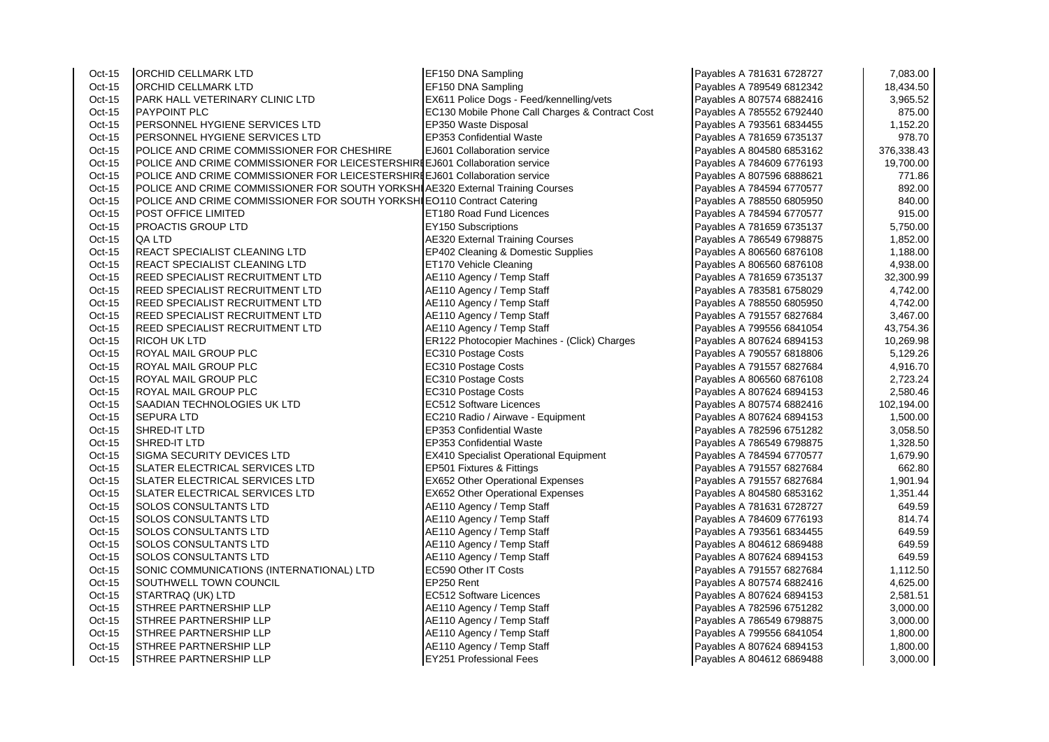| | | | | |
|---|---|---|---|---|
| Oct-15 | ORCHID CELLMARK LTD | EF150 DNA Sampling | Payables A 781631 6728727 | 7,083.00 |
| Oct-15 | ORCHID CELLMARK LTD | EF150 DNA Sampling | Payables A 789549 6812342 | 18,434.50 |
| Oct-15 | PARK HALL VETERINARY CLINIC LTD | EX611 Police Dogs - Feed/kennelling/vets | Payables A 807574 6882416 | 3,965.52 |
| Oct-15 | PAYPOINT PLC | EC130 Mobile Phone Call Charges & Contract Cost | Payables A 785552 6792440 | 875.00 |
| Oct-15 | PERSONNEL HYGIENE SERVICES LTD | EP350 Waste Disposal | Payables A 793561 6834455 | 1,152.20 |
| Oct-15 | PERSONNEL HYGIENE SERVICES LTD | EP353 Confidential Waste | Payables A 781659 6735137 | 978.70 |
| Oct-15 | POLICE AND CRIME COMMISSIONER FOR CHESHIRE | EJ601 Collaboration service | Payables A 804580 6853162 | 376,338.43 |
| Oct-15 | POLICE AND CRIME COMMISSIONER FOR LEICESTERSHIRE | EJ601 Collaboration service | Payables A 784609 6776193 | 19,700.00 |
| Oct-15 | POLICE AND CRIME COMMISSIONER FOR LEICESTERSHIRE | EJ601 Collaboration service | Payables A 807596 6888621 | 771.86 |
| Oct-15 | POLICE AND CRIME COMMISSIONER FOR SOUTH YORKSHI | AE320 External Training Courses | Payables A 784594 6770577 | 892.00 |
| Oct-15 | POLICE AND CRIME COMMISSIONER FOR SOUTH YORKSHI | EO110 Contract Catering | Payables A 788550 6805950 | 840.00 |
| Oct-15 | POST OFFICE LIMITED | ET180 Road Fund Licences | Payables A 784594 6770577 | 915.00 |
| Oct-15 | PROACTIS GROUP LTD | EY150 Subscriptions | Payables A 781659 6735137 | 5,750.00 |
| Oct-15 | QA LTD | AE320 External Training Courses | Payables A 786549 6798875 | 1,852.00 |
| Oct-15 | REACT SPECIALIST CLEANING LTD | EP402 Cleaning & Domestic Supplies | Payables A 806560 6876108 | 1,188.00 |
| Oct-15 | REACT SPECIALIST CLEANING LTD | ET170 Vehicle Cleaning | Payables A 806560 6876108 | 4,938.00 |
| Oct-15 | REED SPECIALIST RECRUITMENT LTD | AE110 Agency / Temp Staff | Payables A 781659 6735137 | 32,300.99 |
| Oct-15 | REED SPECIALIST RECRUITMENT LTD | AE110 Agency / Temp Staff | Payables A 783581 6758029 | 4,742.00 |
| Oct-15 | REED SPECIALIST RECRUITMENT LTD | AE110 Agency / Temp Staff | Payables A 788550 6805950 | 4,742.00 |
| Oct-15 | REED SPECIALIST RECRUITMENT LTD | AE110 Agency / Temp Staff | Payables A 791557 6827684 | 3,467.00 |
| Oct-15 | REED SPECIALIST RECRUITMENT LTD | AE110 Agency / Temp Staff | Payables A 799556 6841054 | 43,754.36 |
| Oct-15 | RICOH UK LTD | ER122 Photocopier Machines - (Click) Charges | Payables A 807624 6894153 | 10,269.98 |
| Oct-15 | ROYAL MAIL GROUP PLC | EC310 Postage Costs | Payables A 790557 6818806 | 5,129.26 |
| Oct-15 | ROYAL MAIL GROUP PLC | EC310 Postage Costs | Payables A 791557 6827684 | 4,916.70 |
| Oct-15 | ROYAL MAIL GROUP PLC | EC310 Postage Costs | Payables A 806560 6876108 | 2,723.24 |
| Oct-15 | ROYAL MAIL GROUP PLC | EC310 Postage Costs | Payables A 807624 6894153 | 2,580.46 |
| Oct-15 | SAADIAN TECHNOLOGIES UK LTD | EC512 Software Licences | Payables A 807574 6882416 | 102,194.00 |
| Oct-15 | SEPURA LTD | EC210 Radio / Airwave - Equipment | Payables A 807624 6894153 | 1,500.00 |
| Oct-15 | SHRED-IT LTD | EP353 Confidential Waste | Payables A 782596 6751282 | 3,058.50 |
| Oct-15 | SHRED-IT LTD | EP353 Confidential Waste | Payables A 786549 6798875 | 1,328.50 |
| Oct-15 | SIGMA SECURITY DEVICES LTD | EX410 Specialist Operational Equipment | Payables A 784594 6770577 | 1,679.90 |
| Oct-15 | SLATER ELECTRICAL SERVICES LTD | EP501 Fixtures & Fittings | Payables A 791557 6827684 | 662.80 |
| Oct-15 | SLATER ELECTRICAL SERVICES LTD | EX652 Other Operational Expenses | Payables A 791557 6827684 | 1,901.94 |
| Oct-15 | SLATER ELECTRICAL SERVICES LTD | EX652 Other Operational Expenses | Payables A 804580 6853162 | 1,351.44 |
| Oct-15 | SOLOS CONSULTANTS LTD | AE110 Agency / Temp Staff | Payables A 781631 6728727 | 649.59 |
| Oct-15 | SOLOS CONSULTANTS LTD | AE110 Agency / Temp Staff | Payables A 784609 6776193 | 814.74 |
| Oct-15 | SOLOS CONSULTANTS LTD | AE110 Agency / Temp Staff | Payables A 793561 6834455 | 649.59 |
| Oct-15 | SOLOS CONSULTANTS LTD | AE110 Agency / Temp Staff | Payables A 804612 6869488 | 649.59 |
| Oct-15 | SOLOS CONSULTANTS LTD | AE110 Agency / Temp Staff | Payables A 807624 6894153 | 649.59 |
| Oct-15 | SONIC COMMUNICATIONS (INTERNATIONAL) LTD | EC590 Other IT Costs | Payables A 791557 6827684 | 1,112.50 |
| Oct-15 | SOUTHWELL TOWN COUNCIL | EP250 Rent | Payables A 807574 6882416 | 4,625.00 |
| Oct-15 | STARTRAQ (UK) LTD | EC512 Software Licences | Payables A 807624 6894153 | 2,581.51 |
| Oct-15 | STHREE PARTNERSHIP LLP | AE110 Agency / Temp Staff | Payables A 782596 6751282 | 3,000.00 |
| Oct-15 | STHREE PARTNERSHIP LLP | AE110 Agency / Temp Staff | Payables A 786549 6798875 | 3,000.00 |
| Oct-15 | STHREE PARTNERSHIP LLP | AE110 Agency / Temp Staff | Payables A 799556 6841054 | 1,800.00 |
| Oct-15 | STHREE PARTNERSHIP LLP | AE110 Agency / Temp Staff | Payables A 807624 6894153 | 1,800.00 |
| Oct-15 | STHREE PARTNERSHIP LLP | EY251 Professional Fees | Payables A 804612 6869488 | 3,000.00 |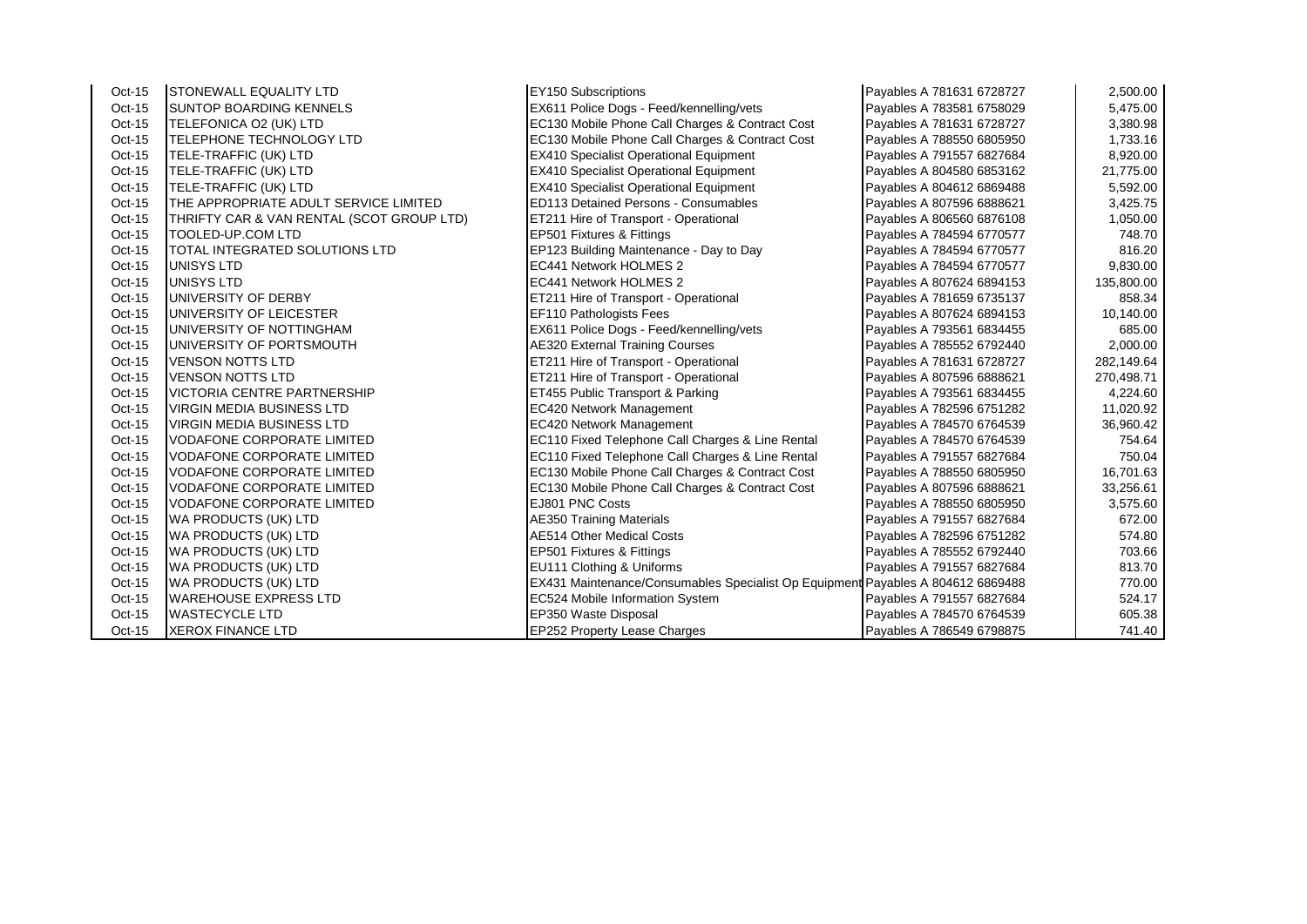| | | | | |
|---|---|---|---|---|
| Oct-15 | STONEWALL EQUALITY LTD | EY150 Subscriptions | Payables A 781631 6728727 | 2,500.00 |
| Oct-15 | SUNTOP BOARDING KENNELS | EX611 Police Dogs - Feed/kennelling/vets | Payables A 783581 6758029 | 5,475.00 |
| Oct-15 | TELEFONICA O2 (UK) LTD | EC130 Mobile Phone Call Charges & Contract Cost | Payables A 781631 6728727 | 3,380.98 |
| Oct-15 | TELEPHONE TECHNOLOGY LTD | EC130 Mobile Phone Call Charges & Contract Cost | Payables A 788550 6805950 | 1,733.16 |
| Oct-15 | TELE-TRAFFIC (UK) LTD | EX410 Specialist Operational Equipment | Payables A 791557 6827684 | 8,920.00 |
| Oct-15 | TELE-TRAFFIC (UK) LTD | EX410 Specialist Operational Equipment | Payables A 804580 6853162 | 21,775.00 |
| Oct-15 | TELE-TRAFFIC (UK) LTD | EX410 Specialist Operational Equipment | Payables A 804612 6869488 | 5,592.00 |
| Oct-15 | THE APPROPRIATE ADULT SERVICE LIMITED | ED113 Detained Persons - Consumables | Payables A 807596 6888621 | 3,425.75 |
| Oct-15 | THRIFTY CAR & VAN RENTAL (SCOT GROUP LTD) | ET211 Hire of Transport - Operational | Payables A 806560 6876108 | 1,050.00 |
| Oct-15 | TOOLED-UP.COM LTD | EP501 Fixtures & Fittings | Payables A 784594 6770577 | 748.70 |
| Oct-15 | TOTAL INTEGRATED SOLUTIONS LTD | EP123 Building Maintenance - Day to Day | Payables A 784594 6770577 | 816.20 |
| Oct-15 | UNISYS LTD | EC441 Network HOLMES 2 | Payables A 784594 6770577 | 9,830.00 |
| Oct-15 | UNISYS LTD | EC441 Network HOLMES 2 | Payables A 807624 6894153 | 135,800.00 |
| Oct-15 | UNIVERSITY OF DERBY | ET211 Hire of Transport - Operational | Payables A 781659 6735137 | 858.34 |
| Oct-15 | UNIVERSITY OF LEICESTER | EF110 Pathologists Fees | Payables A 807624 6894153 | 10,140.00 |
| Oct-15 | UNIVERSITY OF NOTTINGHAM | EX611 Police Dogs - Feed/kennelling/vets | Payables A 793561 6834455 | 685.00 |
| Oct-15 | UNIVERSITY OF PORTSMOUTH | AE320 External Training Courses | Payables A 785552 6792440 | 2,000.00 |
| Oct-15 | VENSON NOTTS LTD | ET211 Hire of Transport - Operational | Payables A 781631 6728727 | 282,149.64 |
| Oct-15 | VENSON NOTTS LTD | ET211 Hire of Transport - Operational | Payables A 807596 6888621 | 270,498.71 |
| Oct-15 | VICTORIA CENTRE PARTNERSHIP | ET455 Public Transport & Parking | Payables A 793561 6834455 | 4,224.60 |
| Oct-15 | VIRGIN MEDIA BUSINESS LTD | EC420 Network Management | Payables A 782596 6751282 | 11,020.92 |
| Oct-15 | VIRGIN MEDIA BUSINESS LTD | EC420 Network Management | Payables A 784570 6764539 | 36,960.42 |
| Oct-15 | VODAFONE CORPORATE LIMITED | EC110 Fixed Telephone Call Charges & Line Rental | Payables A 784570 6764539 | 754.64 |
| Oct-15 | VODAFONE CORPORATE LIMITED | EC110 Fixed Telephone Call Charges & Line Rental | Payables A 791557 6827684 | 750.04 |
| Oct-15 | VODAFONE CORPORATE LIMITED | EC130 Mobile Phone Call Charges & Contract Cost | Payables A 788550 6805950 | 16,701.63 |
| Oct-15 | VODAFONE CORPORATE LIMITED | EC130 Mobile Phone Call Charges & Contract Cost | Payables A 807596 6888621 | 33,256.61 |
| Oct-15 | VODAFONE CORPORATE LIMITED | EJ801 PNC Costs | Payables A 788550 6805950 | 3,575.60 |
| Oct-15 | WA PRODUCTS (UK) LTD | AE350 Training Materials | Payables A 791557 6827684 | 672.00 |
| Oct-15 | WA PRODUCTS (UK) LTD | AE514 Other Medical Costs | Payables A 782596 6751282 | 574.80 |
| Oct-15 | WA PRODUCTS (UK) LTD | EP501 Fixtures & Fittings | Payables A 785552 6792440 | 703.66 |
| Oct-15 | WA PRODUCTS (UK) LTD | EU111 Clothing & Uniforms | Payables A 791557 6827684 | 813.70 |
| Oct-15 | WA PRODUCTS (UK) LTD | EX431 Maintenance/Consumables Specialist Op Equipment | Payables A 804612 6869488 | 770.00 |
| Oct-15 | WAREHOUSE EXPRESS LTD | EC524 Mobile Information System | Payables A 791557 6827684 | 524.17 |
| Oct-15 | WASTECYCLE LTD | EP350 Waste Disposal | Payables A 784570 6764539 | 605.38 |
| Oct-15 | XEROX FINANCE LTD | EP252 Property Lease Charges | Payables A 786549 6798875 | 741.40 |